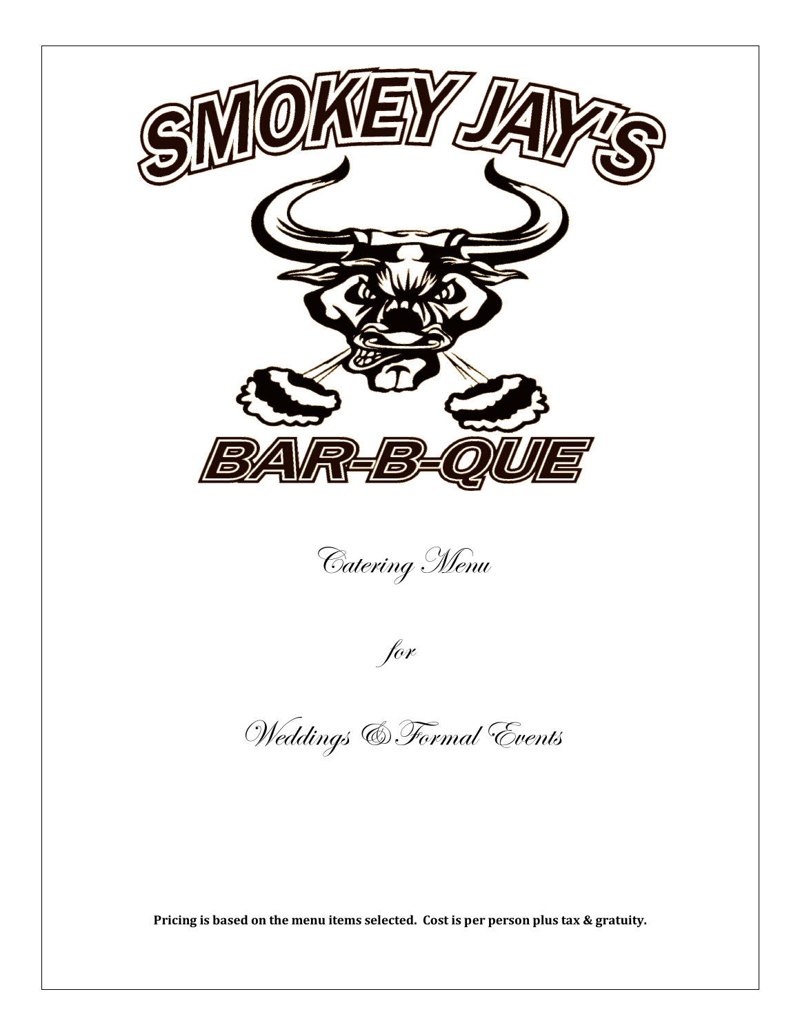# SMOKEY JAY'S

# BAR-B-QUE

*Catering Menu*

*for*

*Weddings & Formal Events*

**Pricing is based on the menu items selected. Cost is per person plus tax & gratuity.**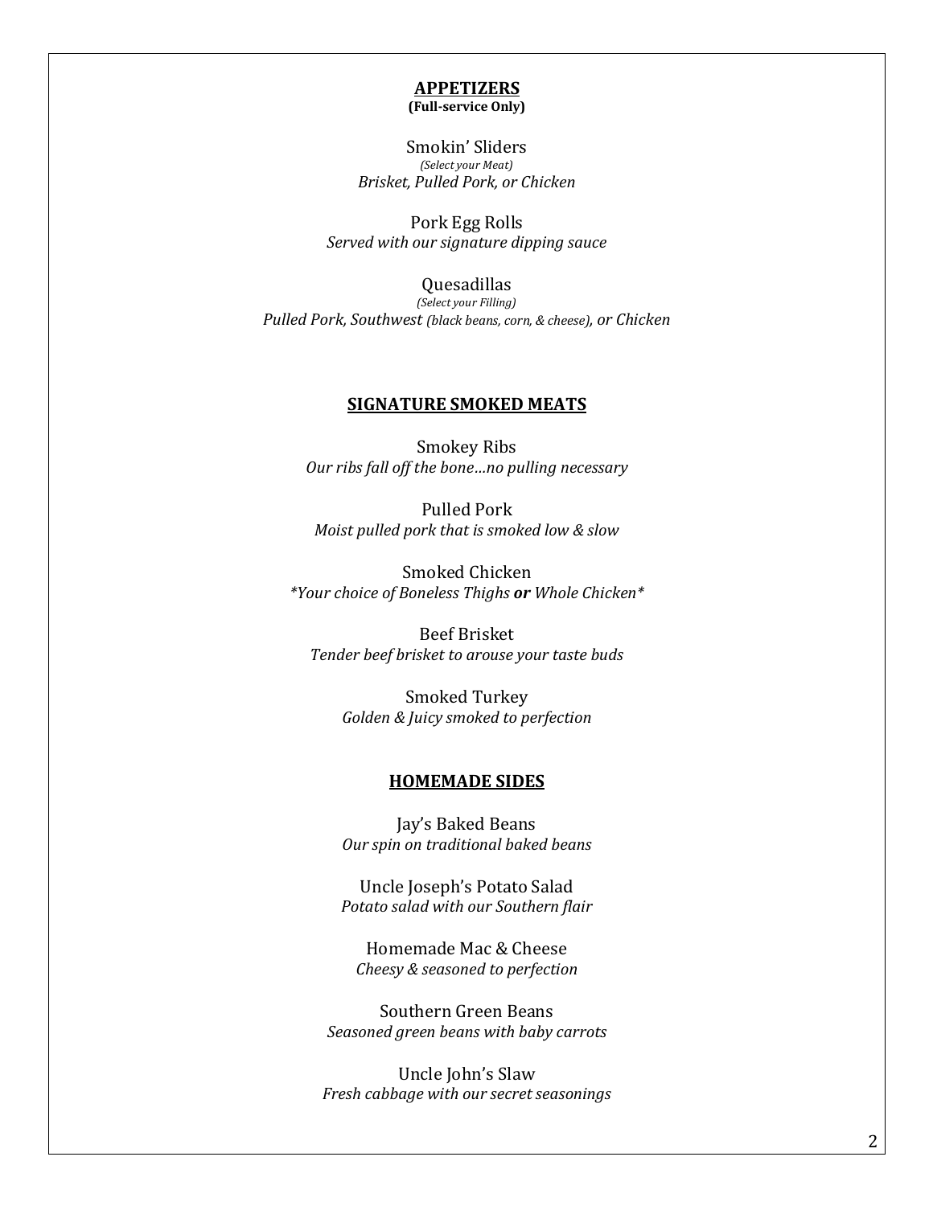## APPETIZERS

**(Full-service Only)**

Smokin' Sliders
*(Select your Meat)*
*Brisket, Pulled Pork, or Chicken*

Pork Egg Rolls
*Served with our signature dipping sauce*

Quesadillas
*(Select your Filling)*
*Pulled Pork, Southwest (black beans, corn, & cheese), or Chicken*

## SIGNATURE SMOKED MEATS

Smokey Ribs
*Our ribs fall off the bone…no pulling necessary*

Pulled Pork
*Moist pulled pork that is smoked low & slow*

Smoked Chicken
*\*Your choice of Boneless Thighs **or** Whole Chicken\**

Beef Brisket
*Tender beef brisket to arouse your taste buds*

Smoked Turkey
*Golden & Juicy smoked to perfection*

## HOMEMADE SIDES

Jay's Baked Beans
*Our spin on traditional baked beans*

Uncle Joseph's Potato Salad
*Potato salad with our Southern flair*

Homemade Mac & Cheese
*Cheesy & seasoned to perfection*

Southern Green Beans
*Seasoned green beans with baby carrots*

Uncle John's Slaw
*Fresh cabbage with our secret seasonings*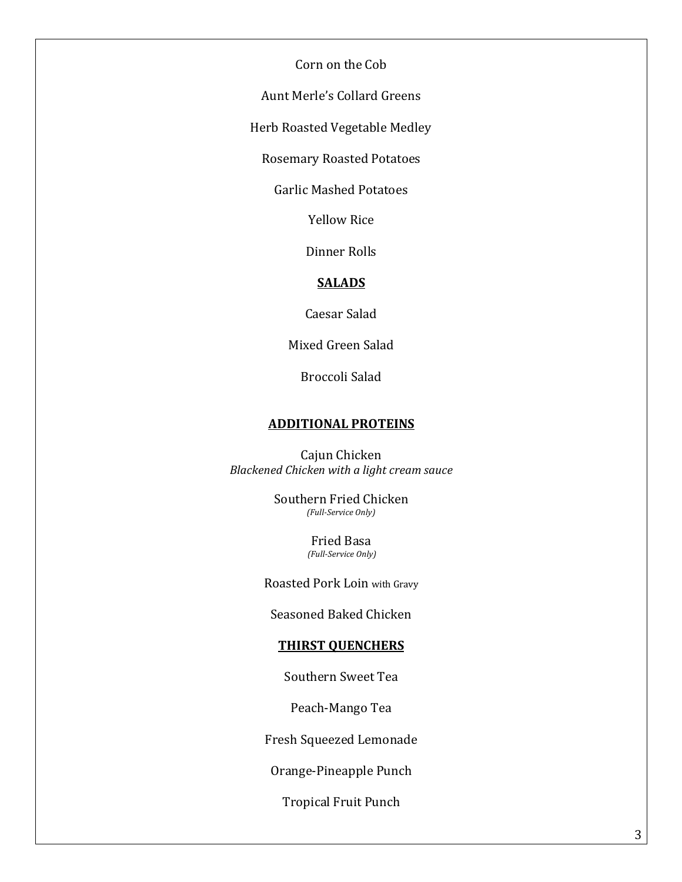Corn on the Cob

Aunt Merle's Collard Greens

Herb Roasted Vegetable Medley

Rosemary Roasted Potatoes

Garlic Mashed Potatoes

Yellow Rice

Dinner Rolls

## SALADS

Caesar Salad

Mixed Green Salad

Broccoli Salad

## ADDITIONAL PROTEINS

Cajun Chicken
*Blackened Chicken with a light cream sauce*

Southern Fried Chicken
*(Full-Service Only)*

Fried Basa
*(Full-Service Only)*

Roasted Pork Loin with Gravy

Seasoned Baked Chicken

## THIRST QUENCHERS

Southern Sweet Tea

Peach-Mango Tea

Fresh Squeezed Lemonade

Orange-Pineapple Punch

Tropical Fruit Punch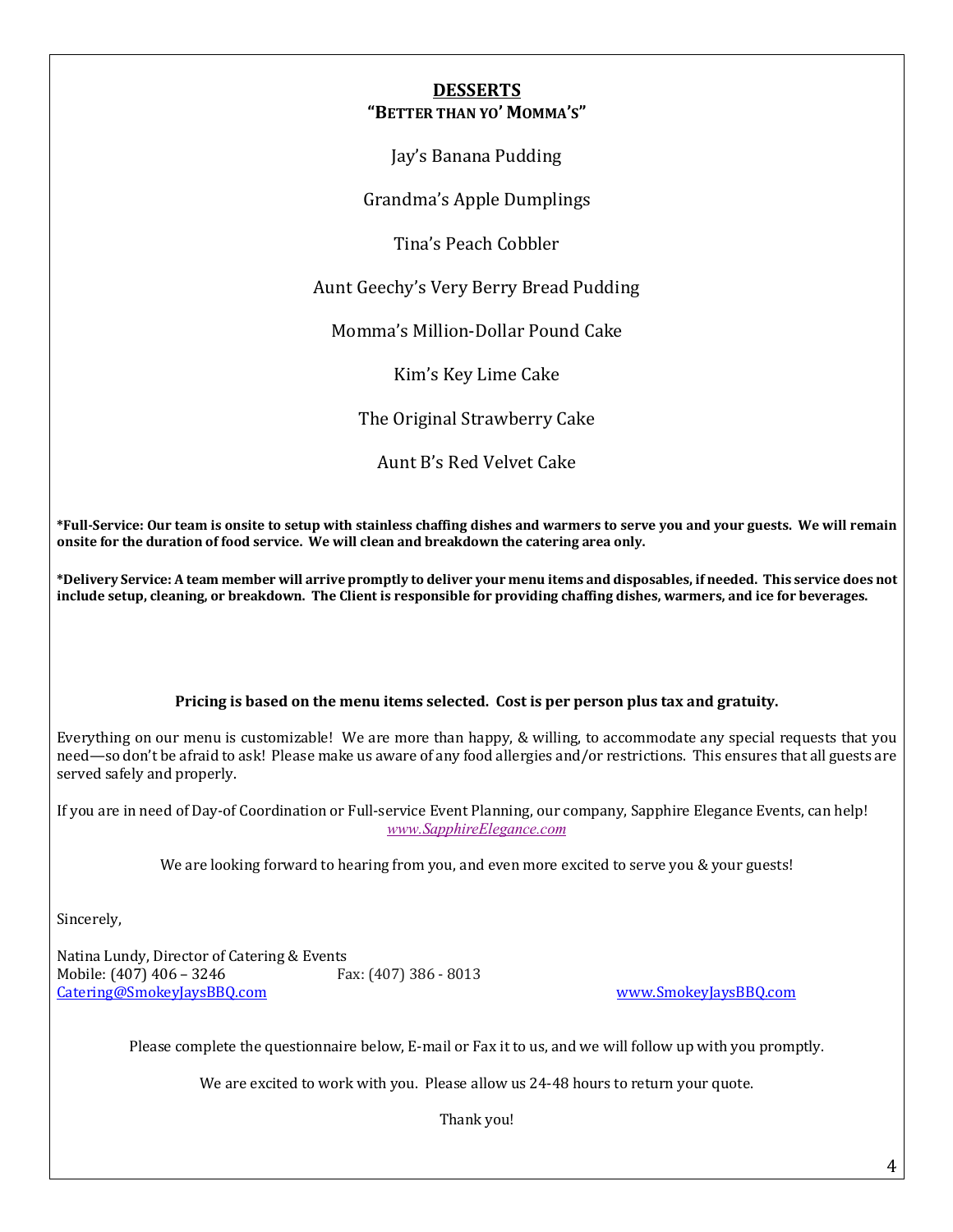## DESSERTS

**"BETTER THAN YO' MOMMA'S"**

Jay's Banana Pudding

Grandma's Apple Dumplings

Tina's Peach Cobbler

Aunt Geechy's Very Berry Bread Pudding

Momma's Million-Dollar Pound Cake

Kim's Key Lime Cake

The Original Strawberry Cake

Aunt B's Red Velvet Cake

**\*Full-Service: Our team is onsite to setup with stainless chaffing dishes and warmers to serve you and your guests. We will remain onsite for the duration of food service. We will clean and breakdown the catering area only.**

**\*Delivery Service: A team member will arrive promptly to deliver your menu items and disposables, if needed. This service does not include setup, cleaning, or breakdown. The Client is responsible for providing chaffing dishes, warmers, and ice for beverages.**

**Pricing is based on the menu items selected. Cost is per person plus tax and gratuity.**

Everything on our menu is customizable! We are more than happy, & willing, to accommodate any special requests that you need—so don't be afraid to ask! Please make us aware of any food allergies and/or restrictions. This ensures that all guests are served safely and properly.

If you are in need of Day-of Coordination or Full-service Event Planning, our company, Sapphire Elegance Events, can help!
*www.SapphireElegance.com*

We are looking forward to hearing from you, and even more excited to serve you & your guests!

Sincerely,

Natina Lundy, Director of Catering & Events
Mobile: (407) 406 – 3246 Fax: (407) 386 - 8013
Catering@SmokeyJaysBBQ.com www.SmokeyJaysBBQ.com

Please complete the questionnaire below, E-mail or Fax it to us, and we will follow up with you promptly.

We are excited to work with you. Please allow us 24-48 hours to return your quote.

Thank you!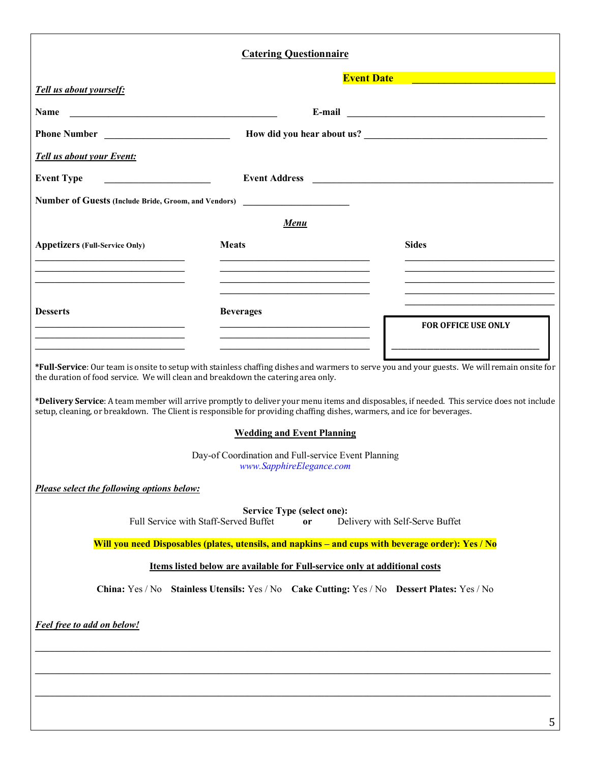## Catering Questionnaire

**Event Date** ___________________________

***Tell us about yourself:***

**Name** ___________________________________________ **E-mail** ___________________________________________

**Phone Number** __________________________ **How did you hear about us?** ______________________________________

***Tell us about your Event:***

**Event Type** ______________________ **Event Address** __________________________________________________

**Number of Guests (Include Bride, Groom, and Vendors)** ______________________

***Menu***

**Appetizers (Full-Service Only)**

________________________________
________________________________
________________________________

**Meats**

________________________________
________________________________
________________________________
________________________________

**Sides**

________________________________
________________________________
________________________________
________________________________
________________________________

**Desserts**

________________________________
________________________________
________________________________

**Beverages**

________________________________
________________________________
________________________________

**FOR OFFICE USE ONLY**

________________________________

***Full-Service**: Our team is onsite to setup with stainless chaffing dishes and warmers to serve you and your guests. We will remain onsite for the duration of food service. We will clean and breakdown the catering area only.

***Delivery Service**: A team member will arrive promptly to deliver your menu items and disposables, if needed. This service does not include setup, cleaning, or breakdown. The Client is responsible for providing chaffing dishes, warmers, and ice for beverages.

### Wedding and Event Planning

Day-of Coordination and Full-service Event Planning
*www.SapphireElegance.com*

***Please select the following options below:***

**Service Type (select one):**
Full Service with Staff-Served Buffet **or** Delivery with Self-Serve Buffet

**Will you need Disposables (plates, utensils, and napkins – and cups with beverage order): Yes / No**

**Items listed below are available for Full-service only at additional costs**

**China:** Yes / No **Stainless Utensils:** Yes / No **Cake Cutting:** Yes / No **Dessert Plates:** Yes / No

***Feel free to add on below!***

____________________________________________________________________________________________

____________________________________________________________________________________________

____________________________________________________________________________________________